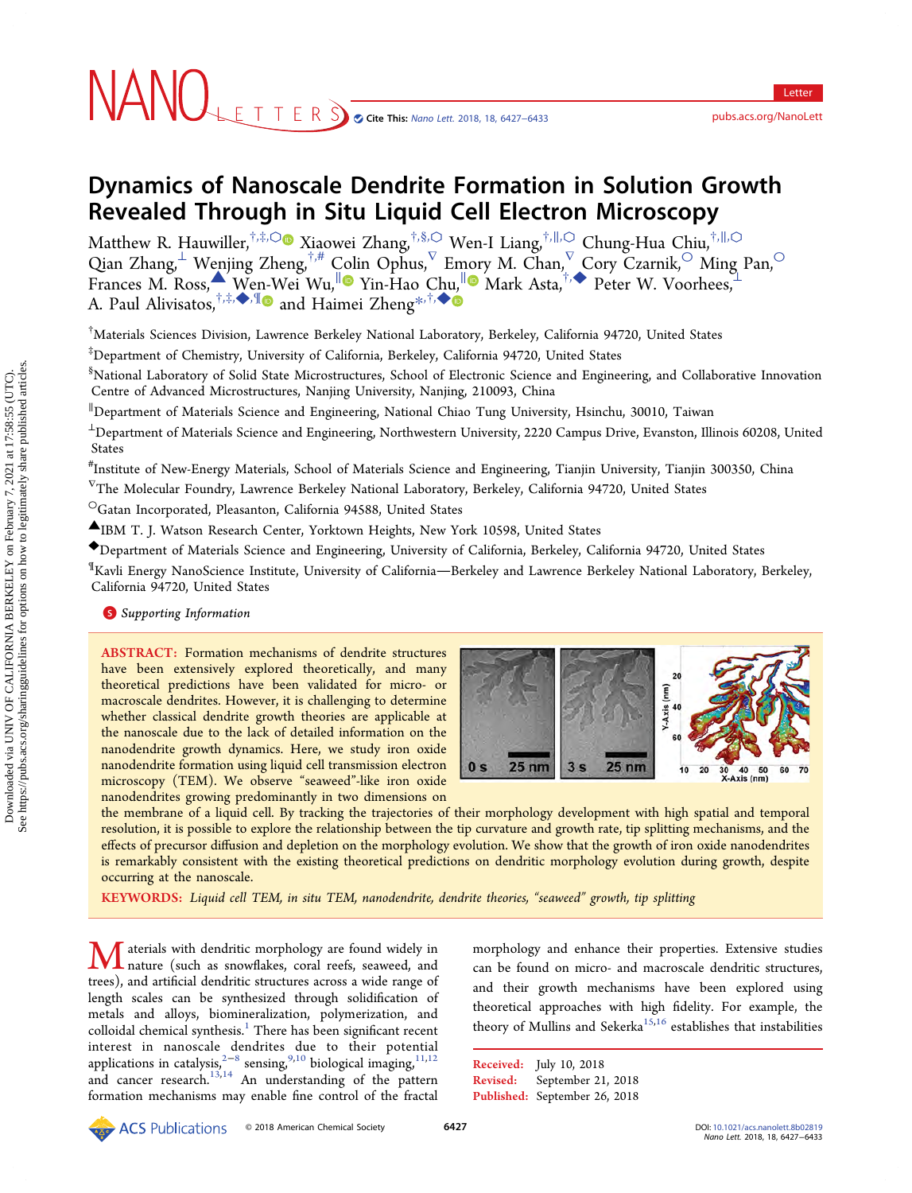# Dynamics of Nanoscale Dendrite Formation in Solution Growth Revealed Through in Situ Liquid Cell Electron Microscopy

Matthew R. Hauwiller,[†,‡,○] Xiaowei Zhang,[†,§,○] Wen-I Liang,[†,∥,○] Chung-Hua Chiu,[†,∥,○] Qian Zhang,[⊥] Wenjing Zheng,[†,#] Colin Ophus,[∇] Emory M. Chan,[∇] Cory Czarnik,[○] Ming Pan,[○] Frances M. Ross,[▲] Wen-Wei Wu,[∥] Yin-Hao Chu,[∥] Mark Asta,[†,◆] Peter W. Voorhees,[⊥] A. Paul Alivisatos,[†,‡,◆,¶] and Haimei Zheng*[†,◆]

[†] Materials Sciences Division, Lawrence Berkeley National Laboratory, Berkeley, California 94720, United States

[‡] Department of Chemistry, University of California, Berkeley, California 94720, United States

[§] National Laboratory of Solid State Microstructures, School of Electronic Science and Engineering, and Collaborative Innovation Centre of Advanced Microstructures, Nanjing University, Nanjing, 210093, China

[∥] Department of Materials Science and Engineering, National Chiao Tung University, Hsinchu, 30010, Taiwan

[⊥] Department of Materials Science and Engineering, Northwestern University, 2220 Campus Drive, Evanston, Illinois 60208, United States

[#] Institute of New-Energy Materials, School of Materials Science and Engineering, Tianjin University, Tianjin 300350, China

[∇] The Molecular Foundry, Lawrence Berkeley National Laboratory, Berkeley, California 94720, United States

[○] Gatan Incorporated, Pleasanton, California 94588, United States

[▲] IBM T. J. Watson Research Center, Yorktown Heights, New York 10598, United States

[◆] Department of Materials Science and Engineering, University of California, Berkeley, California 94720, United States

[¶] Kavli Energy NanoScience Institute, University of California—Berkeley and Lawrence Berkeley National Laboratory, Berkeley, California 94720, United States

**S** Supporting Information

**ABSTRACT:** Formation mechanisms of dendrite structures have been extensively explored theoretically, and many theoretical predictions have been validated for micro- or macroscale dendrites. However, it is challenging to determine whether classical dendrite growth theories are applicable at the nanoscale due to the lack of detailed information on the nanodendrite growth dynamics. Here, we study iron oxide nanodendrite formation using liquid cell transmission electron microscopy (TEM). We observe "seaweed"-like iron oxide nanodendrites growing predominantly in two dimensions on the membrane of a liquid cell. By tracking the trajectories of their morphology development with high spatial and temporal resolution, it is possible to explore the relationship between the tip curvature and growth rate, tip splitting mechanisms, and the effects of precursor diffusion and depletion on the morphology evolution. We show that the growth of iron oxide nanodendrites is remarkably consistent with the existing theoretical predictions on dendritic morphology evolution during growth, despite occurring at the nanoscale.

**KEYWORDS:** *Liquid cell TEM, in situ TEM, nanodendrite, dendrite theories, "seaweed" growth, tip splitting*

Materials with dendritic morphology are found widely in nature (such as snowflakes, coral reefs, seaweed, and trees), and artificial dendritic structures across a wide range of length scales can be synthesized through solidification of metals and alloys, biomineralization, polymerization, and colloidal chemical synthesis.[1] There has been significant recent interest in nanoscale dendrites due to their potential applications in catalysis,[2−8] sensing,[9,10] biological imaging,[11,12] and cancer research.[13,14] An understanding of the pattern formation mechanisms may enable fine control of the fractal morphology and enhance their properties. Extensive studies can be found on micro- and macroscale dendritic structures, and their growth mechanisms have been explored using theoretical approaches with high fidelity. For example, the theory of Mullins and Sekerka[15,16] establishes that instabilities

Received: July 10, 2018
Revised: September 21, 2018
Published: September 26, 2018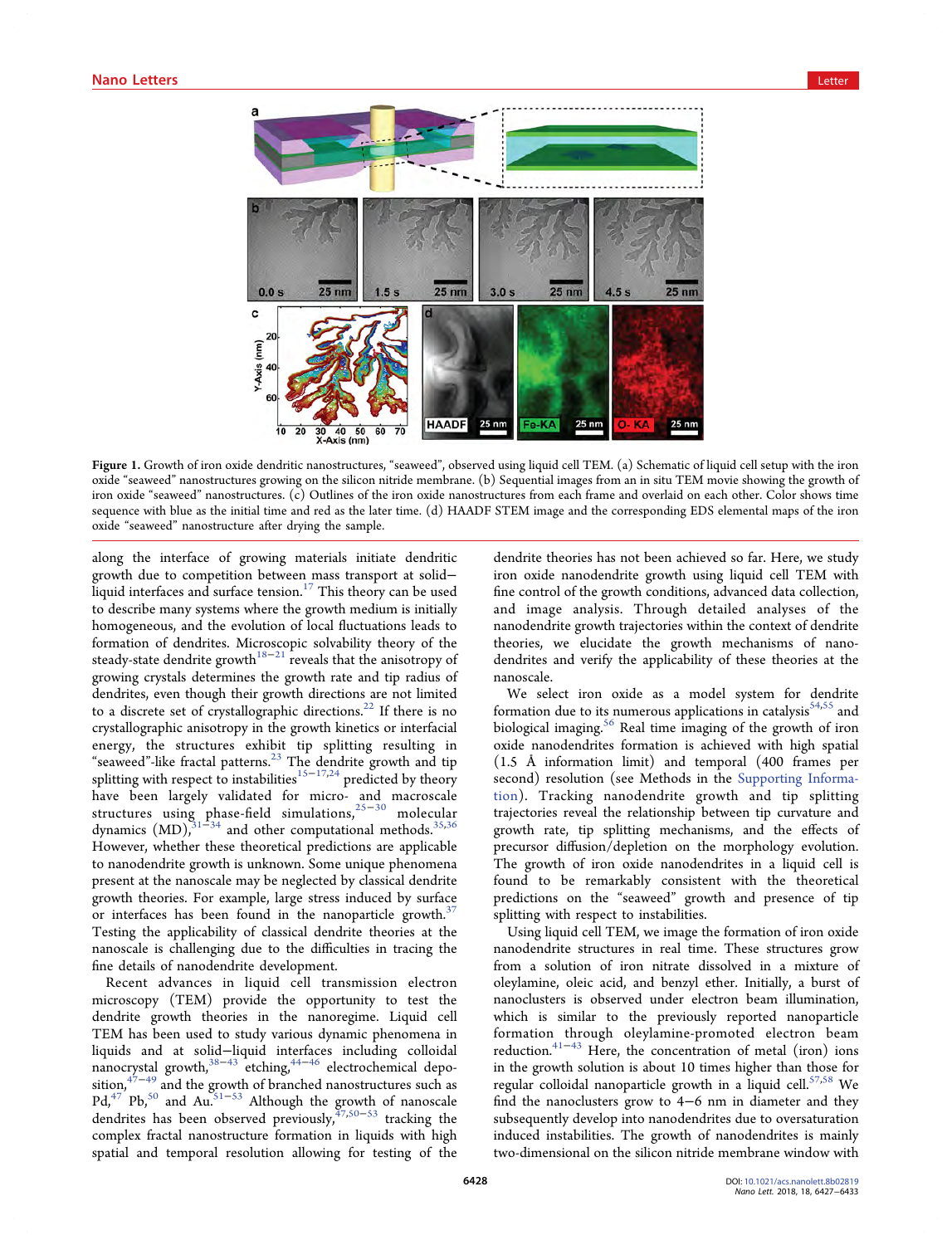**Figure 1.** Growth of iron oxide dendritic nanostructures, "seaweed", observed using liquid cell TEM. (a) Schematic of liquid cell setup with the iron oxide "seaweed" nanostructures growing on the silicon nitride membrane. (b) Sequential images from an in situ TEM movie showing the growth of iron oxide "seaweed" nanostructures. (c) Outlines of the iron oxide nanostructures from each frame and overlaid on each other. Color shows time sequence with blue as the initial time and red as the later time. (d) HAADF STEM image and the corresponding EDS elemental maps of the iron oxide "seaweed" nanostructure after drying the sample.

along the interface of growing materials initiate dendritic growth due to competition between mass transport at solid−liquid interfaces and surface tension.[17] This theory can be used to describe many systems where the growth medium is initially homogeneous, and the evolution of local fluctuations leads to formation of dendrites. Microscopic solvability theory of the steady-state dendrite growth[18−21] reveals that the anisotropy of growing crystals determines the growth rate and tip radius of dendrites, even though their growth directions are not limited to a discrete set of crystallographic directions.[22] If there is no crystallographic anisotropy in the growth kinetics or interfacial energy, the structures exhibit tip splitting resulting in "seaweed"-like fractal patterns.[23] The dendrite growth and tip splitting with respect to instabilities[15−17,24] predicted by theory have been largely validated for micro- and macroscale structures using phase-field simulations,[25−30] molecular dynamics (MD),[31−34] and other computational methods.[35,36] However, whether these theoretical predictions are applicable to nanodendrite growth is unknown. Some unique phenomena present at the nanoscale may be neglected by classical dendrite growth theories. For example, large stress induced by surface or interfaces has been found in the nanoparticle growth.[37] Testing the applicability of classical dendrite theories at the nanoscale is challenging due to the difficulties in tracing the fine details of nanodendrite development.

Recent advances in liquid cell transmission electron microscopy (TEM) provide the opportunity to test the dendrite growth theories in the nanoregime. Liquid cell TEM has been used to study various dynamic phenomena in liquids and at solid−liquid interfaces including colloidal nanocrystal growth,[38−43] etching,[44−46] electrochemical deposition,[47−49] and the growth of branched nanostructures such as Pd,[47] Pb,[50] and Au.[51−53] Although the growth of nanoscale dendrites has been observed previously,[47,50−53] tracking the complex fractal nanostructure formation in liquids with high spatial and temporal resolution allowing for testing of the dendrite theories has not been achieved so far. Here, we study iron oxide nanodendrite growth using liquid cell TEM with fine control of the growth conditions, advanced data collection, and image analysis. Through detailed analyses of the nanodendrite growth trajectories within the context of dendrite theories, we elucidate the growth mechanisms of nanodendrites and verify the applicability of these theories at the nanoscale.

We select iron oxide as a model system for dendrite formation due to its numerous applications in catalysis[54,55] and biological imaging.[56] Real time imaging of the growth of iron oxide nanodendrites formation is achieved with high spatial (1.5 Å information limit) and temporal (400 frames per second) resolution (see Methods in the Supporting Information). Tracking nanodendrite growth and tip splitting trajectories reveal the relationship between tip curvature and growth rate, tip splitting mechanisms, and the effects of precursor diffusion/depletion on the morphology evolution. The growth of iron oxide nanodendrites in a liquid cell is found to be remarkably consistent with the theoretical predictions on the "seaweed" growth and presence of tip splitting with respect to instabilities.

Using liquid cell TEM, we image the formation of iron oxide nanodendrite structures in real time. These structures grow from a solution of iron nitrate dissolved in a mixture of oleylamine, oleic acid, and benzyl ether. Initially, a burst of nanoclusters is observed under electron beam illumination, which is similar to the previously reported nanoparticle formation through oleylamine-promoted electron beam reduction.[41−43] Here, the concentration of metal (iron) ions in the growth solution is about 10 times higher than those for regular colloidal nanoparticle growth in a liquid cell.[57,58] We find the nanoclusters grow to 4−6 nm in diameter and they subsequently develop into nanodendrites due to oversaturation induced instabilities. The growth of nanodendrites is mainly two-dimensional on the silicon nitride membrane window with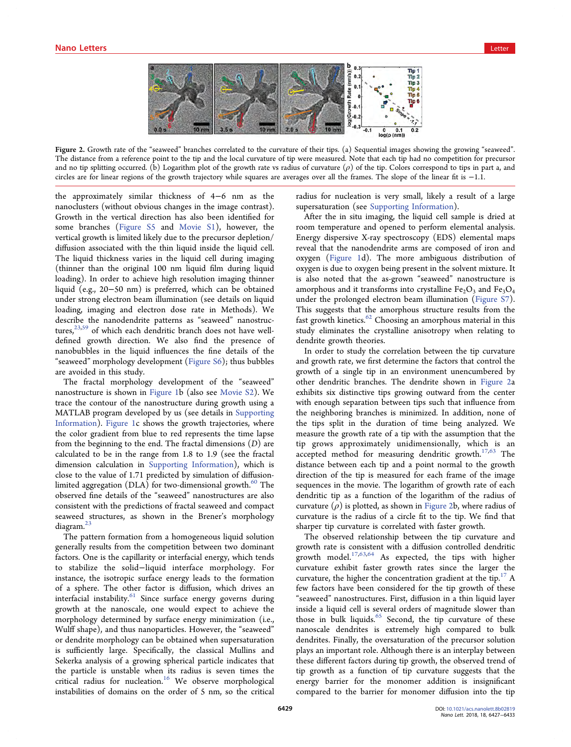Figure 2. Growth rate of the "seaweed" branches correlated to the curvature of their tips. (a) Sequential images showing the growing "seaweed". The distance from a reference point to the tip and the local curvature of tip were measured. Note that each tip had no competition for precursor and no tip splitting occurred. (b) Logarithm plot of the growth rate vs radius of curvature ($\rho$) of the tip. Colors correspond to tips in part a, and circles are for linear regions of the growth trajectory while squares are averages over all the frames. The slope of the linear fit is −1.1.

the approximately similar thickness of 4−6 nm as the nanoclusters (without obvious changes in the image contrast). Growth in the vertical direction has also been identified for some branches (Figure S5 and Movie S1), however, the vertical growth is limited likely due to the precursor depletion/diffusion associated with the thin liquid inside the liquid cell. The liquid thickness varies in the liquid cell during imaging (thinner than the original 100 nm liquid film during liquid loading). In order to achieve high resolution imaging thinner liquid (e.g., 20−50 nm) is preferred, which can be obtained under strong electron beam illumination (see details on liquid loading, imaging and electron dose rate in Methods). We describe the nanodendrite patterns as "seaweed" nanostructures,[23,59] of which each dendritic branch does not have well-defined growth direction. We also find the presence of nanobubbles in the liquid influences the fine details of the "seaweed" morphology development (Figure S6); thus bubbles are avoided in this study.

The fractal morphology development of the "seaweed" nanostructure is shown in Figure 1b (also see Movie S2). We trace the contour of the nanostructure during growth using a MATLAB program developed by us (see details in Supporting Information). Figure 1c shows the growth trajectories, where the color gradient from blue to red represents the time lapse from the beginning to the end. The fractal dimensions ($D$) are calculated to be in the range from 1.8 to 1.9 (see the fractal dimension calculation in Supporting Information), which is close to the value of 1.71 predicted by simulation of diffusion-limited aggregation (DLA) for two-dimensional growth.[60] The observed fine details of the "seaweed" nanostructures are also consistent with the predictions of fractal seaweed and compact seaweed structures, as shown in the Brener's morphology diagram.[23]

The pattern formation from a homogeneous liquid solution generally results from the competition between two dominant factors. One is the capillarity or interfacial energy, which tends to stabilize the solid−liquid interface morphology. For instance, the isotropic surface energy leads to the formation of a sphere. The other factor is diffusion, which drives an interfacial instability.[61] Since surface energy governs during growth at the nanoscale, one would expect to achieve the morphology determined by surface energy minimization (i.e., Wulff shape), and thus nanoparticles. However, the "seaweed" or dendrite morphology can be obtained when supersaturation is sufficiently large. Specifically, the classical Mullins and Sekerka analysis of a growing spherical particle indicates that the particle is unstable when its radius is seven times the critical radius for nucleation.[16] We observe morphological instabilities of domains on the order of 5 nm, so the critical radius for nucleation is very small, likely a result of a large supersaturation (see Supporting Information).

After the in situ imaging, the liquid cell sample is dried at room temperature and opened to perform elemental analysis. Energy dispersive X-ray spectroscopy (EDS) elemental maps reveal that the nanodendrite arms are composed of iron and oxygen (Figure 1d). The more ambiguous distribution of oxygen is due to oxygen being present in the solvent mixture. It is also noted that the as-grown "seaweed" nanostructure is amorphous and it transforms into crystalline $Fe_2O_3$ and $Fe_3O_4$ under the prolonged electron beam illumination (Figure S7). This suggests that the amorphous structure results from the fast growth kinetics.[62] Choosing an amorphous material in this study eliminates the crystalline anisotropy when relating to dendrite growth theories.

In order to study the correlation between the tip curvature and growth rate, we first determine the factors that control the growth of a single tip in an environment unencumbered by other dendritic branches. The dendrite shown in Figure 2a exhibits six distinctive tips growing outward from the center with enough separation between tips such that influence from the neighboring branches is minimized. In addition, none of the tips split in the duration of time being analyzed. We measure the growth rate of a tip with the assumption that the tip grows approximately unidimensionally, which is an accepted method for measuring dendritic growth.[17,63] The distance between each tip and a point normal to the growth direction of the tip is measured for each frame of the image sequences in the movie. The logarithm of growth rate of each dendritic tip as a function of the logarithm of the radius of curvature ($\rho$) is plotted, as shown in Figure 2b, where radius of curvature is the radius of a circle fit to the tip. We find that sharper tip curvature is correlated with faster growth.

The observed relationship between the tip curvature and growth rate is consistent with a diffusion controlled dendritic growth model.[17,63,64] As expected, the tips with higher curvature exhibit faster growth rates since the larger the curvature, the higher the concentration gradient at the tip.[17] A few factors have been considered for the tip growth of these "seaweed" nanostructures. First, diffusion in a thin liquid layer inside a liquid cell is several orders of magnitude slower than those in bulk liquids.[65] Second, the tip curvature of these nanoscale dendrites is extremely high compared to bulk dendrites. Finally, the oversaturation of the precursor solution plays an important role. Although there is an interplay between these different factors during tip growth, the observed trend of tip growth as a function of tip curvature suggests that the energy barrier for the monomer addition is insignificant compared to the barrier for monomer diffusion into the tip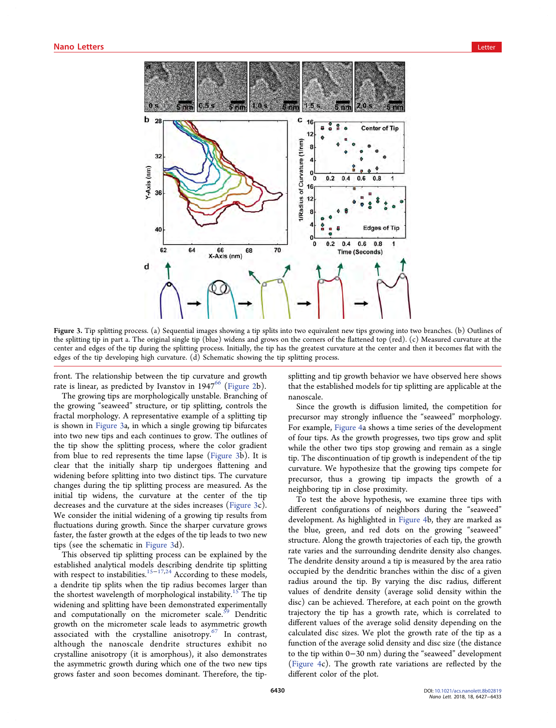Figure 3. Tip splitting process. (a) Sequential images showing a tip splits into two equivalent new tips growing into two branches. (b) Outlines of the splitting tip in part a. The original single tip (blue) widens and grows on the corners of the flattened top (red). (c) Measured curvature at the center and edges of the tip during the splitting process. Initially, the tip has the greatest curvature at the center and then it becomes flat with the edges of the tip developing high curvature. (d) Schematic showing the tip splitting process.

front. The relationship between the tip curvature and growth rate is linear, as predicted by Ivanstov in 1947[66] (Figure 2b).

The growing tips are morphologically unstable. Branching of the growing "seaweed" structure, or tip splitting, controls the fractal morphology. A representative example of a splitting tip is shown in Figure 3a, in which a single growing tip bifurcates into two new tips and each continues to grow. The outlines of the tip show the splitting process, where the color gradient from blue to red represents the time lapse (Figure 3b). It is clear that the initially sharp tip undergoes flattening and widening before splitting into two distinct tips. The curvature changes during the tip splitting process are measured. As the initial tip widens, the curvature at the center of the tip decreases and the curvature at the sides increases (Figure 3c). We consider the initial widening of a growing tip results from fluctuations during growth. Since the sharper curvature grows faster, the faster growth at the edges of the tip leads to two new tips (see the schematic in Figure 3d).

This observed tip splitting process can be explained by the established analytical models describing dendrite tip splitting with respect to instabilities.[15−17,24] According to these models, a dendrite tip splits when the tip radius becomes larger than the shortest wavelength of morphological instability.[15] The tip widening and splitting have been demonstrated experimentally and computationally on the micrometer scale.[59] Dendritic growth on the micrometer scale leads to asymmetric growth associated with the crystalline anisotropy.[67] In contrast, although the nanoscale dendrite structures exhibit no crystalline anisotropy (it is amorphous), it also demonstrates the asymmetric growth during which one of the two new tips grows faster and soon becomes dominant. Therefore, the tip-splitting and tip growth behavior we have observed here shows that the established models for tip splitting are applicable at the nanoscale.

Since the growth is diffusion limited, the competition for precursor may strongly influence the "seaweed" morphology. For example, Figure 4a shows a time series of the development of four tips. As the growth progresses, two tips grow and split while the other two tips stop growing and remain as a single tip. The discontinuation of tip growth is independent of the tip curvature. We hypothesize that the growing tips compete for precursor, thus a growing tip impacts the growth of a neighboring tip in close proximity.

To test the above hypothesis, we examine three tips with different configurations of neighbors during the "seaweed" development. As highlighted in Figure 4b, they are marked as the blue, green, and red dots on the growing "seaweed" structure. Along the growth trajectories of each tip, the growth rate varies and the surrounding dendrite density also changes. The dendrite density around a tip is measured by the area ratio occupied by the dendritic branches within the disc of a given radius around the tip. By varying the disc radius, different values of dendrite density (average solid density within the disc) can be achieved. Therefore, at each point on the growth trajectory the tip has a growth rate, which is correlated to different values of the average solid density depending on the calculated disc sizes. We plot the growth rate of the tip as a function of the average solid density and disc size (the distance to the tip within 0−30 nm) during the "seaweed" development (Figure 4c). The growth rate variations are reflected by the different color of the plot.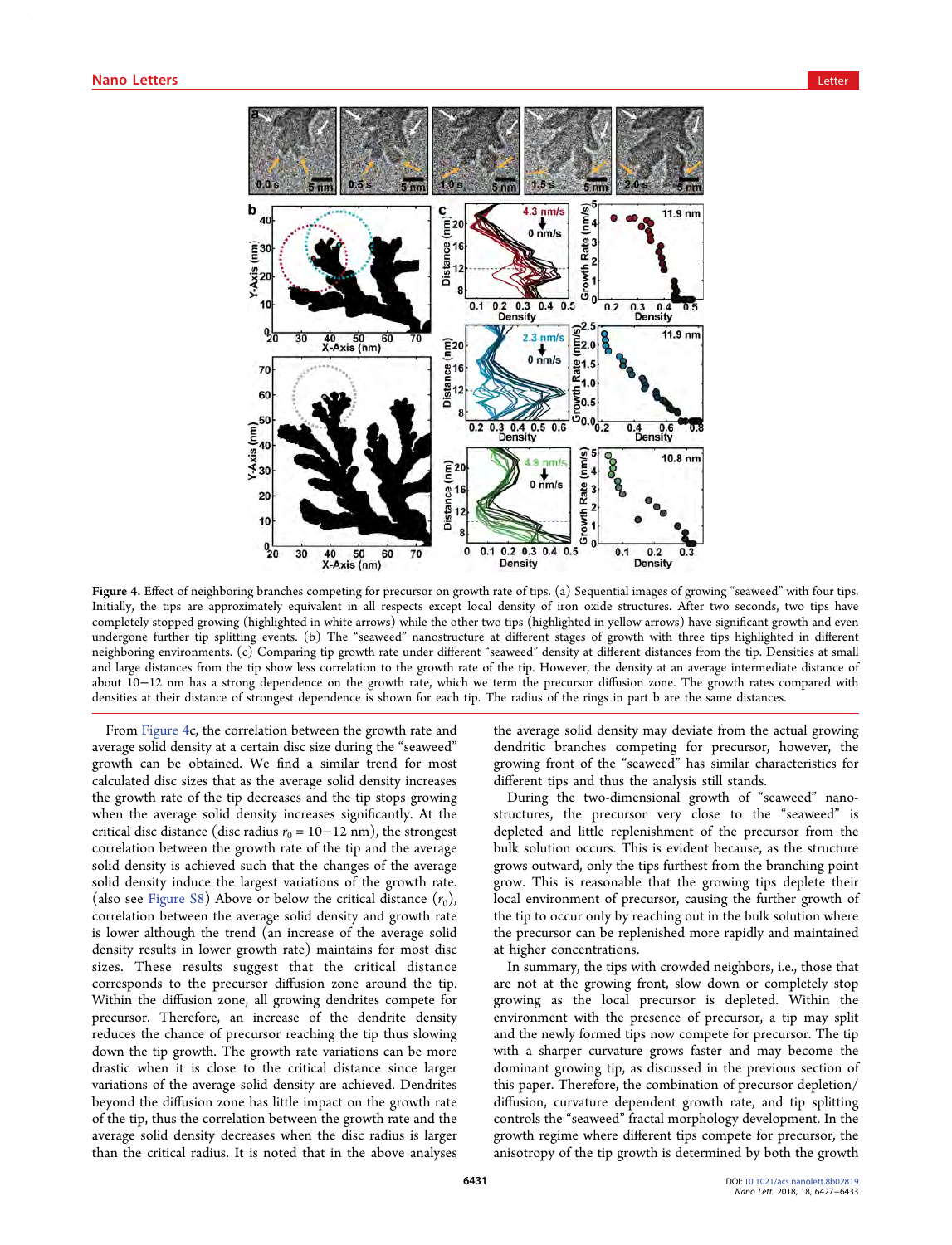a

0.0 s
5 nm

0.5 s
5 nm

1.0 s
5 nm

1.5 s
5 nm

2.0 s
5 nm

b

Y-Axis (nm)
X-Axis (nm)

c

4.3 nm/s
0 nm/s
Distance (nm)
Density
Growth Rate (nm/s)
11.9 nm
Density

2.3 nm/s
0 nm/s
Distance (nm)
Density
Growth Rate (nm/s)
11.9 nm
Density

4.9 nm/s
0 nm/s
Distance (nm)
Density
Growth Rate (nm/s)
10.8 nm
Density

**Figure 4.** Effect of neighboring branches competing for precursor on growth rate of tips. (a) Sequential images of growing "seaweed" with four tips. Initially, the tips are approximately equivalent in all respects except local density of iron oxide structures. After two seconds, two tips have completely stopped growing (highlighted in white arrows) while the other two tips (highlighted in yellow arrows) have significant growth and even undergone further tip splitting events. (b) The "seaweed" nanostructure at different stages of growth with three tips highlighted in different neighboring environments. (c) Comparing tip growth rate under different "seaweed" density at different distances from the tip. Densities at small and large distances from the tip show less correlation to the growth rate of the tip. However, the density at an average intermediate distance of about 10−12 nm has a strong dependence on the growth rate, which we term the precursor diffusion zone. The growth rates compared with densities at their distance of strongest dependence is shown for each tip. The radius of the rings in part b are the same distances.

From Figure 4c, the correlation between the growth rate and average solid density at a certain disc size during the "seaweed" growth can be obtained. We find a similar trend for most calculated disc sizes that as the average solid density increases the growth rate of the tip decreases and the tip stops growing when the average solid density increases significantly. At the critical disc distance (disc radius $r_0$ = 10−12 nm), the strongest correlation between the growth rate of the tip and the average solid density is achieved such that the changes of the average solid density induce the largest variations of the growth rate. (also see Figure S8) Above or below the critical distance ($r_0$), correlation between the average solid density and growth rate is lower although the trend (an increase of the average solid density results in lower growth rate) maintains for most disc sizes. These results suggest that the critical distance corresponds to the precursor diffusion zone around the tip. Within the diffusion zone, all growing dendrites compete for precursor. Therefore, an increase of the dendrite density reduces the chance of precursor reaching the tip thus slowing down the tip growth. The growth rate variations can be more drastic when it is close to the critical distance since larger variations of the average solid density are achieved. Dendrites beyond the diffusion zone has little impact on the growth rate of the tip, thus the correlation between the growth rate and the average solid density decreases when the disc radius is larger than the critical radius. It is noted that in the above analyses the average solid density may deviate from the actual growing dendritic branches competing for precursor, however, the growing front of the "seaweed" has similar characteristics for different tips and thus the analysis still stands.

During the two-dimensional growth of "seaweed" nanostructures, the precursor very close to the "seaweed" is depleted and little replenishment of the precursor from the bulk solution occurs. This is evident because, as the structure grows outward, only the tips furthest from the branching point grow. This is reasonable that the growing tips deplete their local environment of precursor, causing the further growth of the tip to occur only by reaching out in the bulk solution where the precursor can be replenished more rapidly and maintained at higher concentrations.

In summary, the tips with crowded neighbors, i.e., those that are not at the growing front, slow down or completely stop growing as the local precursor is depleted. Within the environment with the presence of precursor, a tip may split and the newly formed tips now compete for precursor. The tip with a sharper curvature grows faster and may become the dominant growing tip, as discussed in the previous section of this paper. Therefore, the combination of precursor depletion/diffusion, curvature dependent growth rate, and tip splitting controls the "seaweed" fractal morphology development. In the growth regime where different tips compete for precursor, the anisotropy of the tip growth is determined by both the growth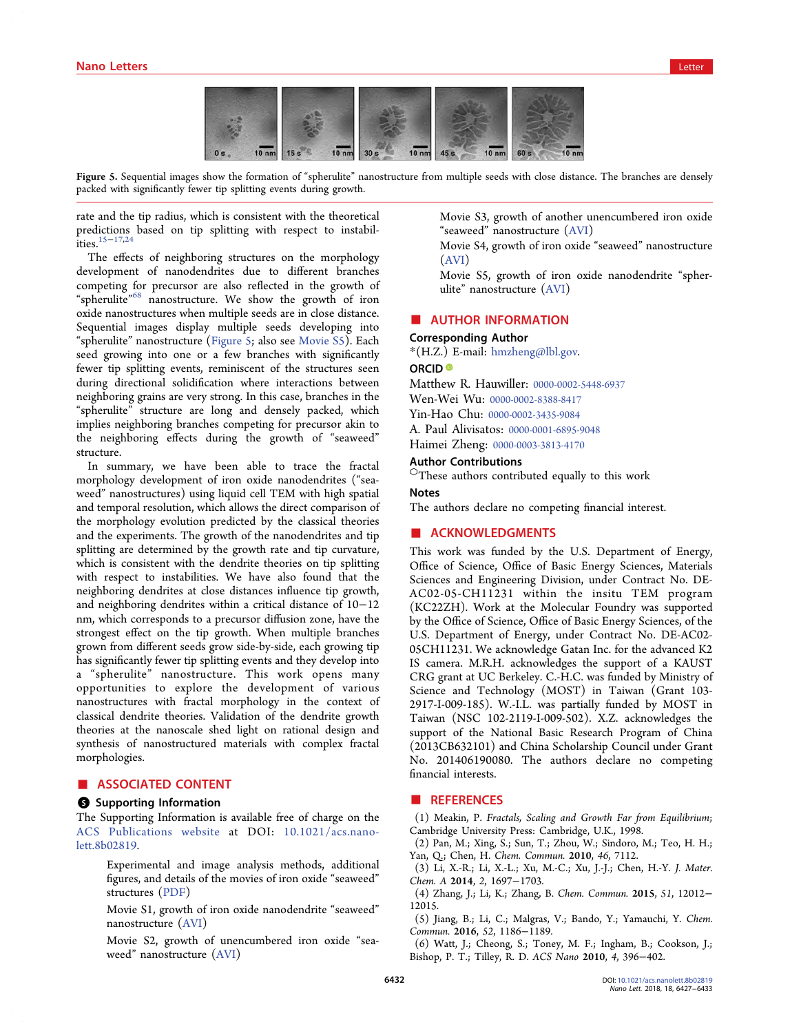0 s 10 nm | 15 s 10 nm | 30 s 10 nm | 45 s 10 nm | 60 s 10 nm

Figure 5. Sequential images show the formation of "spherulite" nanostructure from multiple seeds with close distance. The branches are densely packed with significantly fewer tip splitting events during growth.

rate and the tip radius, which is consistent with the theoretical predictions based on tip splitting with respect to instabilities.[15−17,24]

The effects of neighboring structures on the morphology development of nanodendrites due to different branches competing for precursor are also reflected in the growth of "spherulite"[68] nanostructure. We show the growth of iron oxide nanostructures when multiple seeds are in close distance. Sequential images display multiple seeds developing into "spherulite" nanostructure (Figure 5; also see Movie S5). Each seed growing into one or a few branches with significantly fewer tip splitting events, reminiscent of the structures seen during directional solidification where interactions between neighboring grains are very strong. In this case, branches in the "spherulite" structure are long and densely packed, which implies neighboring branches competing for precursor akin to the neighboring effects during the growth of "seaweed" structure.

In summary, we have been able to trace the fractal morphology development of iron oxide nanodendrites ("seaweed" nanostructures) using liquid cell TEM with high spatial and temporal resolution, which allows the direct comparison of the morphology evolution predicted by the classical theories and the experiments. The growth of the nanodendrites and tip splitting are determined by the growth rate and tip curvature, which is consistent with the dendrite theories on tip splitting with respect to instabilities. We have also found that the neighboring dendrites at close distances influence tip growth, and neighboring dendrites within a critical distance of 10−12 nm, which corresponds to a precursor diffusion zone, have the strongest effect on the tip growth. When multiple branches grown from different seeds grow side-by-side, each growing tip has significantly fewer tip splitting events and they develop into a "spherulite" nanostructure. This work opens many opportunities to explore the development of various nanostructures with fractal morphology in the context of classical dendrite theories. Validation of the dendrite growth theories at the nanoscale shed light on rational design and synthesis of nanostructured materials with complex fractal morphologies.

## ■ ASSOCIATED CONTENT

### Supporting Information

The Supporting Information is available free of charge on the ACS Publications website at DOI: 10.1021/acs.nanolett.8b02819.

Experimental and image analysis methods, additional figures, and details of the movies of iron oxide "seaweed" structures (PDF)

Movie S1, growth of iron oxide nanodendrite "seaweed" nanostructure (AVI)

Movie S2, growth of unencumbered iron oxide "seaweed" nanostructure (AVI)

Movie S3, growth of another unencumbered iron oxide "seaweed" nanostructure (AVI)

Movie S4, growth of iron oxide "seaweed" nanostructure (AVI)

Movie S5, growth of iron oxide nanodendrite "spherulite" nanostructure (AVI)

## ■ AUTHOR INFORMATION

### Corresponding Author

*(H.Z.) E-mail: hmzheng@lbl.gov.

### ORCID

Matthew R. Hauwiller: 0000-0002-5448-6937
Wen-Wei Wu: 0000-0002-8388-8417
Yin-Hao Chu: 0000-0002-3435-9084
A. Paul Alivisatos: 0000-0001-6895-9048
Haimei Zheng: 0000-0003-3813-4170

### Author Contributions

○These authors contributed equally to this work

### Notes

The authors declare no competing financial interest.

## ■ ACKNOWLEDGMENTS

This work was funded by the U.S. Department of Energy, Office of Science, Office of Basic Energy Sciences, Materials Sciences and Engineering Division, under Contract No. DE-AC02-05-CH11231 within the insitu TEM program (KC22ZH). Work at the Molecular Foundry was supported by the Office of Science, Office of Basic Energy Sciences, of the U.S. Department of Energy, under Contract No. DE-AC02-05CH11231. We acknowledge Gatan Inc. for the advanced K2 IS camera. M.R.H. acknowledges the support of a KAUST CRG grant at UC Berkeley. C.-H.C. was funded by Ministry of Science and Technology (MOST) in Taiwan (Grant 103-2917-I-009-185). W.-I.L. was partially funded by MOST in Taiwan (NSC 102-2119-I-009-502). X.Z. acknowledges the support of the National Basic Research Program of China (2013CB632101) and China Scholarship Council under Grant No. 201406190080. The authors declare no competing financial interests.

## ■ REFERENCES

(1) Meakin, P. *Fractals, Scaling and Growth Far from Equilibrium*; Cambridge University Press: Cambridge, U.K., 1998.

(2) Pan, M.; Xing, S.; Sun, T.; Zhou, W.; Sindoro, M.; Teo, H. H.; Yan, Q.; Chen, H. *Chem. Commun.* **2010**, *46*, 7112.

(3) Li, X.-R.; Li, X.-L.; Xu, M.-C.; Xu, J.-J.; Chen, H.-Y. *J. Mater. Chem. A* **2014**, *2*, 1697−1703.

(4) Zhang, J.; Li, K.; Zhang, B. *Chem. Commun.* **2015**, *51*, 12012−12015.

(5) Jiang, B.; Li, C.; Malgras, V.; Bando, Y.; Yamauchi, Y. *Chem. Commun.* **2016**, *52*, 1186−1189.

(6) Watt, J.; Cheong, S.; Toney, M. F.; Ingham, B.; Cookson, J.; Bishop, P. T.; Tilley, R. D. *ACS Nano* **2010**, *4*, 396−402.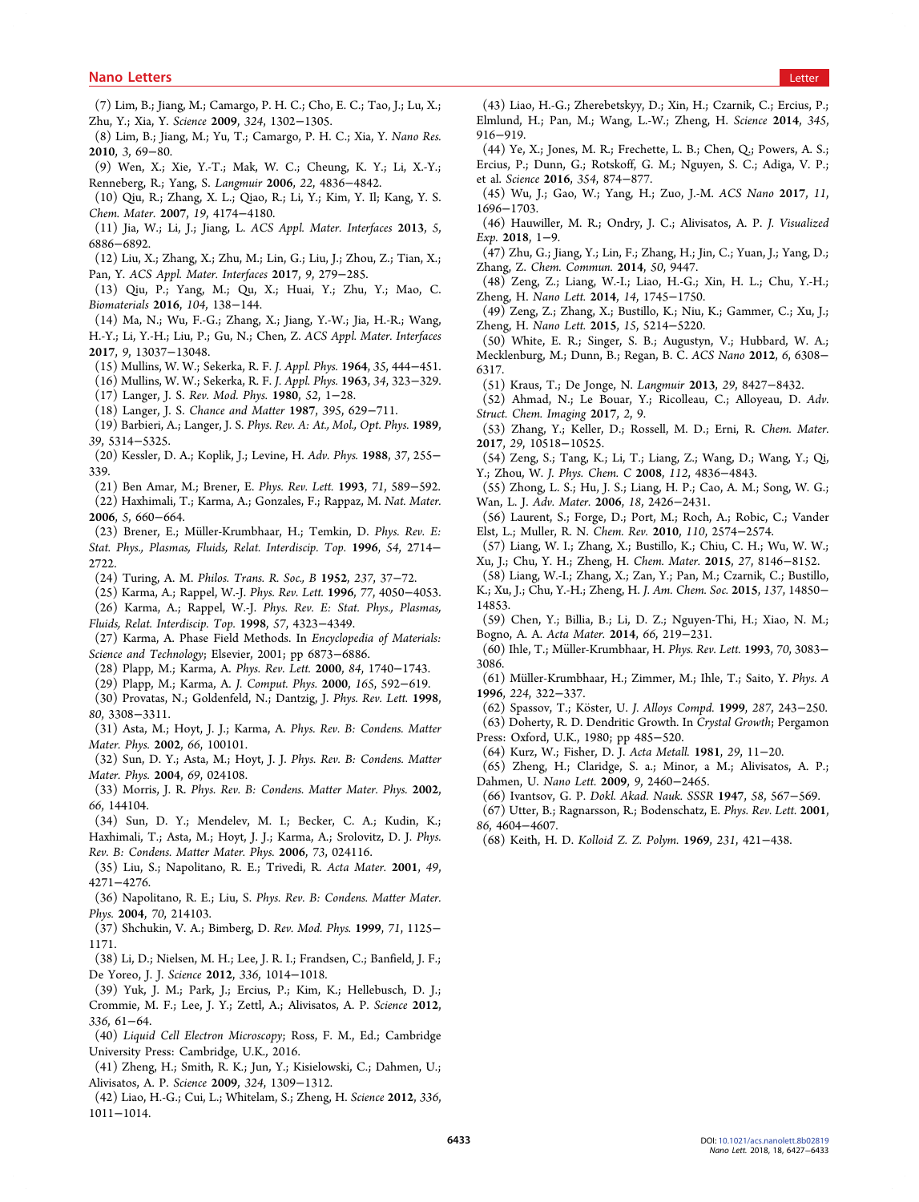(7) Lim, B.; Jiang, M.; Camargo, P. H. C.; Cho, E. C.; Tao, J.; Lu, X.; Zhu, Y.; Xia, Y. *Science* **2009**, *324*, 1302−1305.

(8) Lim, B.; Jiang, M.; Yu, T.; Camargo, P. H. C.; Xia, Y. *Nano Res.* **2010**, *3*, 69−80.

(9) Wen, X.; Xie, Y.-T.; Mak, W. C.; Cheung, K. Y.; Li, X.-Y.; Renneberg, R.; Yang, S. *Langmuir* **2006**, *22*, 4836−4842.

(10) Qiu, R.; Zhang, X. L.; Qiao, R.; Li, Y.; Kim, Y. Il; Kang, Y. S. *Chem. Mater.* **2007**, *19*, 4174−4180.

(11) Jia, W.; Li, J.; Jiang, L. *ACS Appl. Mater. Interfaces* **2013**, *5*, 6886−6892.

(12) Liu, X.; Zhang, X.; Zhu, M.; Lin, G.; Liu, J.; Zhou, Z.; Tian, X.; Pan, Y. *ACS Appl. Mater. Interfaces* **2017**, *9*, 279−285.

(13) Qiu, P.; Yang, M.; Qu, X.; Huai, Y.; Zhu, Y.; Mao, C. *Biomaterials* **2016**, *104*, 138−144.

(14) Ma, N.; Wu, F.-G.; Zhang, X.; Jiang, Y.-W.; Jia, H.-R.; Wang, H.-Y.; Li, Y.-H.; Liu, P.; Gu, N.; Chen, Z. *ACS Appl. Mater. Interfaces* **2017**, *9*, 13037−13048.

(15) Mullins, W. W.; Sekerka, R. F. *J. Appl. Phys.* **1964**, *35*, 444−451.

(16) Mullins, W. W.; Sekerka, R. F. *J. Appl. Phys.* **1963**, *34*, 323−329.

(17) Langer, J. S. *Rev. Mod. Phys.* **1980**, *52*, 1−28.

(18) Langer, J. S. *Chance and Matter* **1987**, *395*, 629−711.

(19) Barbieri, A.; Langer, J. S. *Phys. Rev. A: At., Mol., Opt. Phys.* **1989**, *39*, 5314−5325.

(20) Kessler, D. A.; Koplik, J.; Levine, H. *Adv. Phys.* **1988**, *37*, 255−339.

(21) Ben Amar, M.; Brener, E. *Phys. Rev. Lett.* **1993**, *71*, 589−592.

(22) Haxhimali, T.; Karma, A.; Gonzales, F.; Rappaz, M. *Nat. Mater.* **2006**, *5*, 660−664.

(23) Brener, E.; Müller-Krumbhaar, H.; Temkin, D. *Phys. Rev. E: Stat. Phys., Plasmas, Fluids, Relat. Interdiscip. Top.* **1996**, *54*, 2714−2722.

(24) Turing, A. M. *Philos. Trans. R. Soc., B* **1952**, *237*, 37−72.

(25) Karma, A.; Rappel, W.-J. *Phys. Rev. Lett.* **1996**, *77*, 4050−4053.

(26) Karma, A.; Rappel, W.-J. *Phys. Rev. E: Stat. Phys., Plasmas, Fluids, Relat. Interdiscip. Top.* **1998**, *57*, 4323−4349.

(27) Karma, A. Phase Field Methods. In *Encyclopedia of Materials: Science and Technology*; Elsevier, 2001; pp 6873−6886.

(28) Plapp, M.; Karma, A. *Phys. Rev. Lett.* **2000**, *84*, 1740−1743.

(29) Plapp, M.; Karma, A. *J. Comput. Phys.* **2000**, *165*, 592−619.

(30) Provatas, N.; Goldenfeld, N.; Dantzig, J. *Phys. Rev. Lett.* **1998**, *80*, 3308−3311.

(31) Asta, M.; Hoyt, J. J.; Karma, A. *Phys. Rev. B: Condens. Matter Mater. Phys.* **2002**, *66*, 100101.

(32) Sun, D. Y.; Asta, M.; Hoyt, J. J. *Phys. Rev. B: Condens. Matter Mater. Phys.* **2004**, *69*, 024108.

(33) Morris, J. R. *Phys. Rev. B: Condens. Matter Mater. Phys.* **2002**, *66*, 144104.

(34) Sun, D. Y.; Mendelev, M. I.; Becker, C. A.; Kudin, K.; Haxhimali, T.; Asta, M.; Hoyt, J. J.; Karma, A.; Srolovitz, D. J. *Phys. Rev. B: Condens. Matter Mater. Phys.* **2006**, *73*, 024116.

(35) Liu, S.; Napolitano, R. E.; Trivedi, R. *Acta Mater.* **2001**, *49*, 4271−4276.

(36) Napolitano, R. E.; Liu, S. *Phys. Rev. B: Condens. Matter Mater. Phys.* **2004**, *70*, 214103.

(37) Shchukin, V. A.; Bimberg, D. *Rev. Mod. Phys.* **1999**, *71*, 1125−1171.

(38) Li, D.; Nielsen, M. H.; Lee, J. R. I.; Frandsen, C.; Banfield, J. F.; De Yoreo, J. J. *Science* **2012**, *336*, 1014−1018.

(39) Yuk, J. M.; Park, J.; Ercius, P.; Kim, K.; Hellebusch, D. J.; Crommie, M. F.; Lee, J. Y.; Zettl, A.; Alivisatos, A. P. *Science* **2012**, *336*, 61−64.

(40) *Liquid Cell Electron Microscopy*; Ross, F. M., Ed.; Cambridge University Press: Cambridge, U.K., 2016.

(41) Zheng, H.; Smith, R. K.; Jun, Y.; Kisielowski, C.; Dahmen, U.; Alivisatos, A. P. *Science* **2009**, *324*, 1309−1312.

(42) Liao, H.-G.; Cui, L.; Whitelam, S.; Zheng, H. *Science* **2012**, *336*, 1011−1014.

(43) Liao, H.-G.; Zherebetskyy, D.; Xin, H.; Czarnik, C.; Ercius, P.; Elmlund, H.; Pan, M.; Wang, L.-W.; Zheng, H. *Science* **2014**, *345*, 916−919.

(44) Ye, X.; Jones, M. R.; Frechette, L. B.; Chen, Q.; Powers, A. S.; Ercius, P.; Dunn, G.; Rotskoff, G. M.; Nguyen, S. C.; Adiga, V. P.; et al. *Science* **2016**, *354*, 874−877.

(45) Wu, J.; Gao, W.; Yang, H.; Zuo, J.-M. *ACS Nano* **2017**, *11*, 1696−1703.

(46) Hauwiller, M. R.; Ondry, J. C.; Alivisatos, A. P. *J. Visualized Exp.* **2018**, 1−9.

(47) Zhu, G.; Jiang, Y.; Lin, F.; Zhang, H.; Jin, C.; Yuan, J.; Yang, D.; Zhang, Z. *Chem. Commun.* **2014**, *50*, 9447.

(48) Zeng, Z.; Liang, W.-I.; Liao, H.-G.; Xin, H. L.; Chu, Y.-H.; Zheng, H. *Nano Lett.* **2014**, *14*, 1745−1750.

(49) Zeng, Z.; Zhang, X.; Bustillo, K.; Niu, K.; Gammer, C.; Xu, J.; Zheng, H. *Nano Lett.* **2015**, *15*, 5214−5220.

(50) White, E. R.; Singer, S. B.; Augustyn, V.; Hubbard, W. A.; Mecklenburg, M.; Dunn, B.; Regan, B. C. *ACS Nano* **2012**, *6*, 6308−6317.

(51) Kraus, T.; De Jonge, N. *Langmuir* **2013**, *29*, 8427−8432.

(52) Ahmad, N.; Le Bouar, Y.; Ricolleau, C.; Alloyeau, D. *Adv. Struct. Chem. Imaging* **2017**, *2*, 9.

(53) Zhang, Y.; Keller, D.; Rossell, M. D.; Erni, R. *Chem. Mater.* **2017**, *29*, 10518−10525.

(54) Zeng, S.; Tang, K.; Li, T.; Liang, Z.; Wang, D.; Wang, Y.; Qi, Y.; Zhou, W. *J. Phys. Chem. C* **2008**, *112*, 4836−4843.

(55) Zhong, L. S.; Hu, J. S.; Liang, H. P.; Cao, A. M.; Song, W. G.; Wan, L. J. *Adv. Mater.* **2006**, *18*, 2426−2431.

(56) Laurent, S.; Forge, D.; Port, M.; Roch, A.; Robic, C.; Vander Elst, L.; Muller, R. N. *Chem. Rev.* **2010**, *110*, 2574−2574.

(57) Liang, W. I.; Zhang, X.; Bustillo, K.; Chiu, C. H.; Wu, W. W.; Xu, J.; Chu, Y. H.; Zheng, H. *Chem. Mater.* **2015**, *27*, 8146−8152.

(58) Liang, W.-I.; Zhang, X.; Zan, Y.; Pan, M.; Czarnik, C.; Bustillo, K.; Xu, J.; Chu, Y.-H.; Zheng, H. *J. Am. Chem. Soc.* **2015**, *137*, 14850−14853.

(59) Chen, Y.; Billia, B.; Li, D. Z.; Nguyen-Thi, H.; Xiao, N. M.; Bogno, A. A. *Acta Mater.* **2014**, *66*, 219−231.

(60) Ihle, T.; Müller-Krumbhaar, H. *Phys. Rev. Lett.* **1993**, *70*, 3083−3086.

(61) Müller-Krumbhaar, H.; Zimmer, M.; Ihle, T.; Saito, Y. *Phys. A* **1996**, *224*, 322−337.

(62) Spassov, T.; Köster, U. *J. Alloys Compd.* **1999**, *287*, 243−250.

(63) Doherty, R. D. Dendritic Growth. In *Crystal Growth*; Pergamon Press: Oxford, U.K., 1980; pp 485−520.

(64) Kurz, W.; Fisher, D. J. *Acta Metall.* **1981**, *29*, 11−20.

(65) Zheng, H.; Claridge, S. a.; Minor, a M.; Alivisatos, A. P.; Dahmen, U. *Nano Lett.* **2009**, *9*, 2460−2465.

(66) Ivantsov, G. P. *Dokl. Akad. Nauk. SSSR* **1947**, *58*, 567−569.

(67) Utter, B.; Ragnarsson, R.; Bodenschatz, E. *Phys. Rev. Lett.* **2001**, *86*, 4604−4607.

(68) Keith, H. D. *Kolloid Z. Z. Polym.* **1969**, *231*, 421−438.